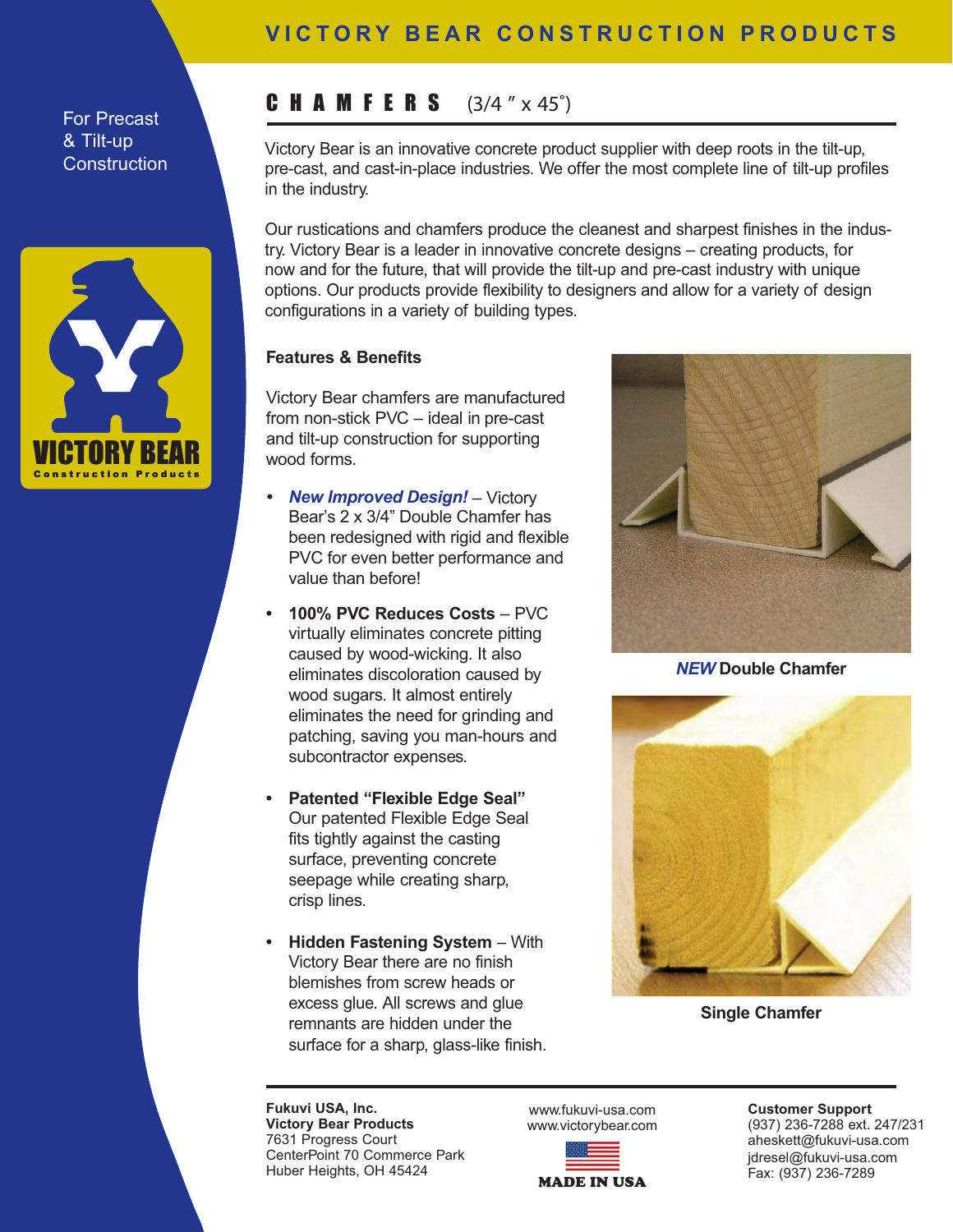# VICTORY BEAR CONSTRUCTION PRODUCTS

For Precast & Tilt-up Construction

VICTORY BEAR
Construction Products

## CHAMFERS (3/4 ″ x 45˚)

Victory Bear is an innovative concrete product supplier with deep roots in the tilt-up, pre-cast, and cast-in-place industries. We offer the most complete line of tilt-up profiles in the industry.

Our rustications and chamfers produce the cleanest and sharpest finishes in the industry. Victory Bear is a leader in innovative concrete designs – creating products, for now and for the future, that will provide the tilt-up and pre-cast industry with unique options. Our products provide flexibility to designers and allow for a variety of design configurations in a variety of building types.

### Features & Benefits

Victory Bear chamfers are manufactured from non-stick PVC – ideal in pre-cast and tilt-up construction for supporting wood forms.

- ***New Improved Design!*** – Victory Bear's 2 x 3/4" Double Chamfer has been redesigned with rigid and flexible PVC for even better performance and value than before!
- **100% PVC Reduces Costs** – PVC virtually eliminates concrete pitting caused by wood-wicking. It also eliminates discoloration caused by wood sugars. It almost entirely eliminates the need for grinding and patching, saving you man-hours and subcontractor expenses.
- **Patented "Flexible Edge Seal"** Our patented Flexible Edge Seal fits tightly against the casting surface, preventing concrete seepage while creating sharp, crisp lines.
- **Hidden Fastening System** – With Victory Bear there are no finish blemishes from screw heads or excess glue. All screws and glue remnants are hidden under the surface for a sharp, glass-like finish.

***NEW*** **Double Chamfer**

**Single Chamfer**

**Fukuvi USA, Inc.**
**Victory Bear Products**
7631 Progress Court
CenterPoint 70 Commerce Park
Huber Heights, OH 45424

www.fukuvi-usa.com
www.victorybear.com

MADE IN USA

**Customer Support**
(937) 236-7288 ext. 247/231
aheskett@fukuvi-usa.com
jdresel@fukuvi-usa.com
Fax: (937) 236-7289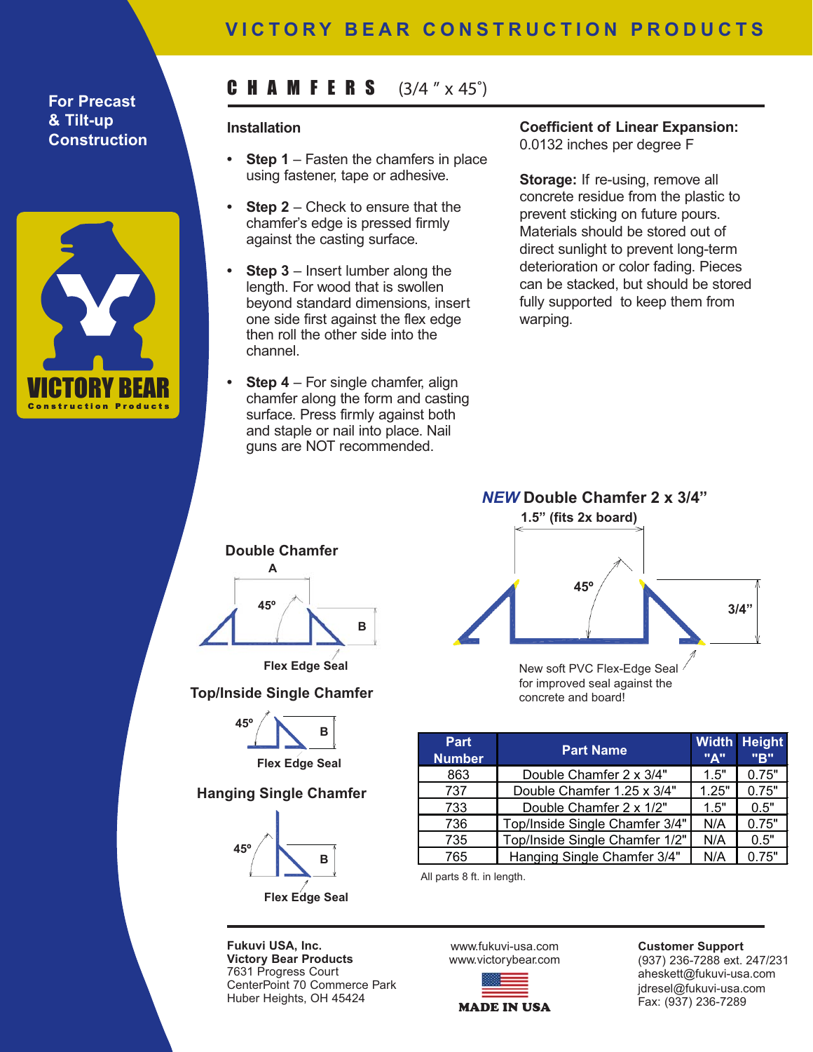# VICTORY BEAR CONSTRUCTION PRODUCTS

For Precast & Tilt-up Construction

VICTORY BEAR
Construction Products

## CHAMFERS (3/4 ″ x 45˚)

### Installation

- **Step 1** – Fasten the chamfers in place using fastener, tape or adhesive.
- **Step 2** – Check to ensure that the chamfer's edge is pressed firmly against the casting surface.
- **Step 3** – Insert lumber along the length. For wood that is swollen beyond standard dimensions, insert one side first against the flex edge then roll the other side into the channel.
- **Step 4** – For single chamfer, align chamfer along the form and casting surface. Press firmly against both and staple or nail into place. Nail guns are NOT recommended.

**Coefficient of Linear Expansion:**
0.0132 inches per degree F

**Storage:** If re-using, remove all concrete residue from the plastic to prevent sticking on future pours. Materials should be stored out of direct sunlight to prevent long-term deterioration or color fading. Pieces can be stacked, but should be stored fully supported to keep them from warping.

### *NEW* Double Chamfer 2 x 3/4"

1.5" (fits 2x board)

45º

3/4"

New soft PVC Flex-Edge Seal for improved seal against the concrete and board!

### Double Chamfer

A

45º

B

Flex Edge Seal

### Top/Inside Single Chamfer

45º

B

Flex Edge Seal

### Hanging Single Chamfer

45º

B

Flex Edge Seal

| Part Number | Part Name | Width "A" | Height "B" |
|---|---|---|---|
| 863 | Double Chamfer 2 x 3/4" | 1.5" | 0.75" |
| 737 | Double Chamfer 1.25 x 3/4" | 1.25" | 0.75" |
| 733 | Double Chamfer 2 x 1/2" | 1.5" | 0.5" |
| 736 | Top/Inside Single Chamfer 3/4" | N/A | 0.75" |
| 735 | Top/Inside Single Chamfer 1/2" | N/A | 0.5" |
| 765 | Hanging Single Chamfer 3/4" | N/A | 0.75" |

All parts 8 ft. in length.

**Fukuvi USA, Inc.**
**Victory Bear Products**
7631 Progress Court
CenterPoint 70 Commerce Park
Huber Heights, OH 45424

www.fukuvi-usa.com
www.victorybear.com

MADE IN USA

**Customer Support**
(937) 236-7288 ext. 247/231
aheskett@fukuvi-usa.com
jdresel@fukuvi-usa.com
Fax: (937) 236-7289